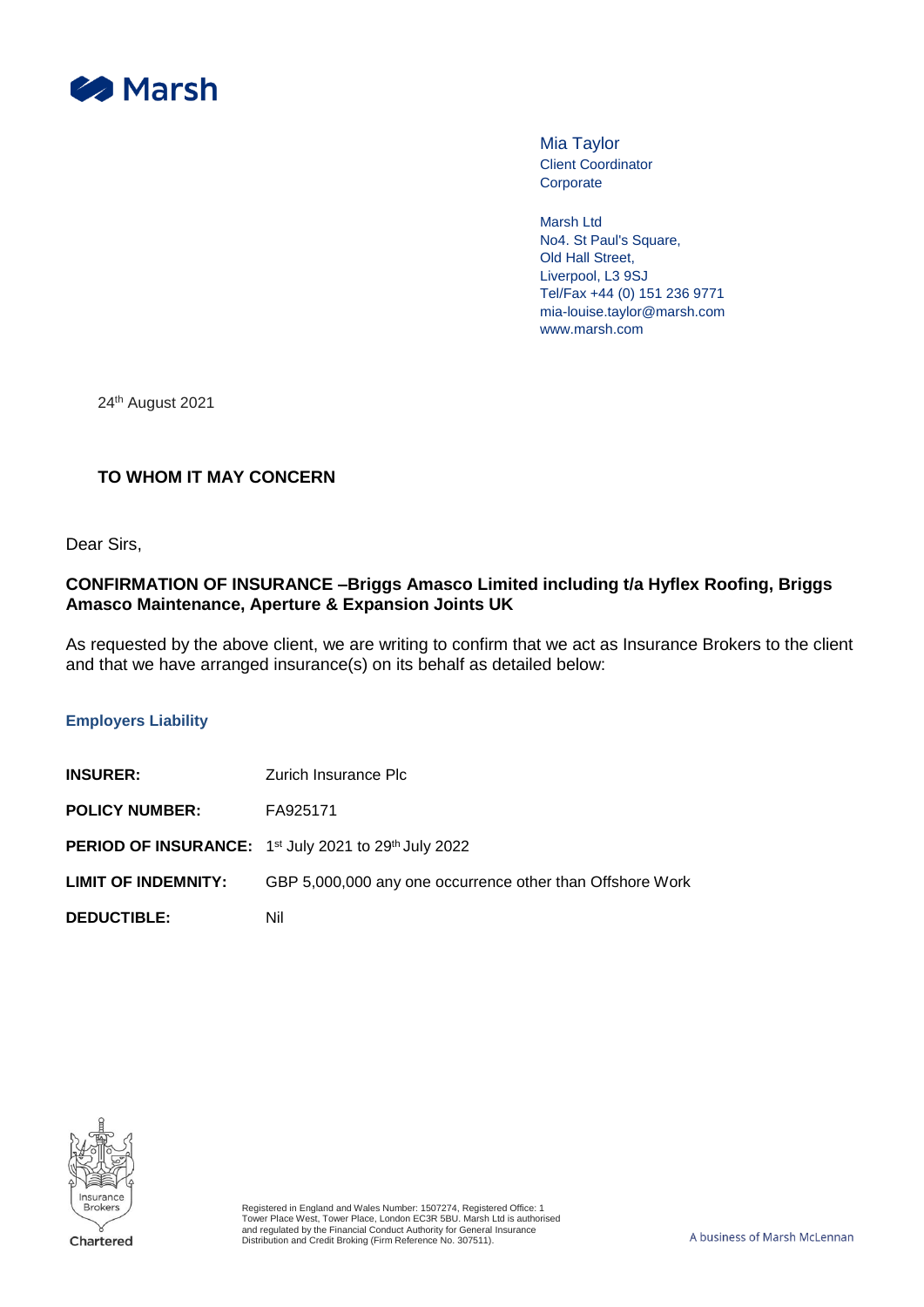Mia Taylor
Client Coordinator
Corporate

Marsh Ltd
No4. St Paul's Square,
Old Hall Street,
Liverpool, L3 9SJ
Tel/Fax +44 (0) 151 236 9771
mia-louise.taylor@marsh.com
www.marsh.com

24th August 2021

**TO WHOM IT MAY CONCERN**

Dear Sirs,

**CONFIRMATION OF INSURANCE –Briggs Amasco Limited including t/a Hyflex Roofing, Briggs Amasco Maintenance, Aperture & Expansion Joints UK**

As requested by the above client, we are writing to confirm that we act as Insurance Brokers to the client and that we have arranged insurance(s) on its behalf as detailed below:

### Employers Liability

**INSURER:** Zurich Insurance Plc

**POLICY NUMBER:** FA925171

**PERIOD OF INSURANCE:** 1st July 2021 to 29th July 2022

**LIMIT OF INDEMNITY:** GBP 5,000,000 any one occurrence other than Offshore Work

**DEDUCTIBLE:** Nil

Registered in England and Wales Number: 1507274, Registered Office: 1 Tower Place West, Tower Place, London EC3R 5BU. Marsh Ltd is authorised and regulated by the Financial Conduct Authority for General Insurance Distribution and Credit Broking (Firm Reference No. 307511).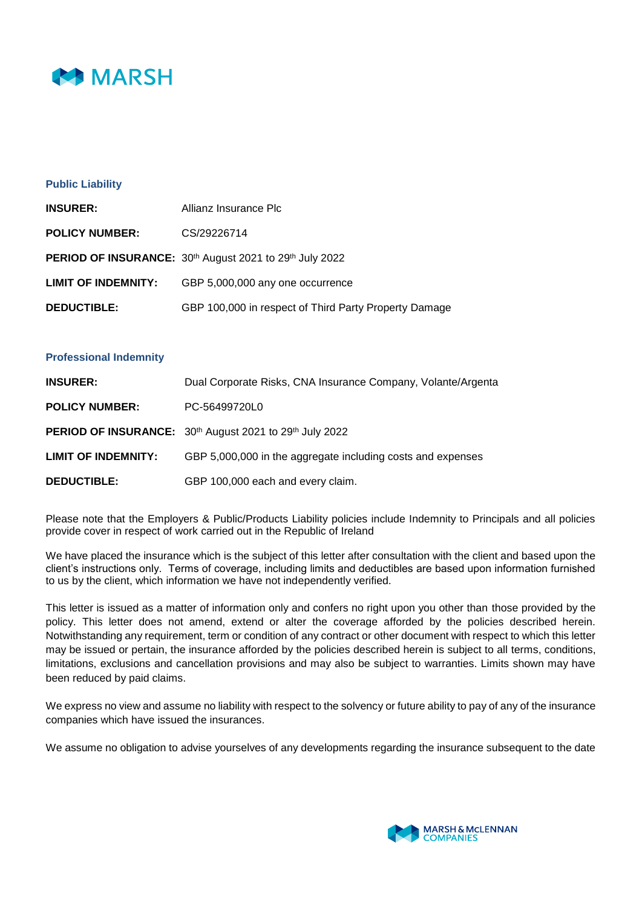### Public Liability

**INSURER:** Allianz Insurance Plc

**POLICY NUMBER:** CS/29226714

**PERIOD OF INSURANCE:** 30th August 2021 to 29th July 2022

**LIMIT OF INDEMNITY:** GBP 5,000,000 any one occurrence

**DEDUCTIBLE:** GBP 100,000 in respect of Third Party Property Damage

### Professional Indemnity

**INSURER:** Dual Corporate Risks, CNA Insurance Company, Volante/Argenta

**POLICY NUMBER:** PC-56499720L0

**PERIOD OF INSURANCE:** 30th August 2021 to 29th July 2022

**LIMIT OF INDEMNITY:** GBP 5,000,000 in the aggregate including costs and expenses

**DEDUCTIBLE:** GBP 100,000 each and every claim.

Please note that the Employers & Public/Products Liability policies include Indemnity to Principals and all policies provide cover in respect of work carried out in the Republic of Ireland

We have placed the insurance which is the subject of this letter after consultation with the client and based upon the client's instructions only. Terms of coverage, including limits and deductibles are based upon information furnished to us by the client, which information we have not independently verified.

This letter is issued as a matter of information only and confers no right upon you other than those provided by the policy. This letter does not amend, extend or alter the coverage afforded by the policies described herein. Notwithstanding any requirement, term or condition of any contract or other document with respect to which this letter may be issued or pertain, the insurance afforded by the policies described herein is subject to all terms, conditions, limitations, exclusions and cancellation provisions and may also be subject to warranties. Limits shown may have been reduced by paid claims.

We express no view and assume no liability with respect to the solvency or future ability to pay of any of the insurance companies which have issued the insurances.

We assume no obligation to advise yourselves of any developments regarding the insurance subsequent to the date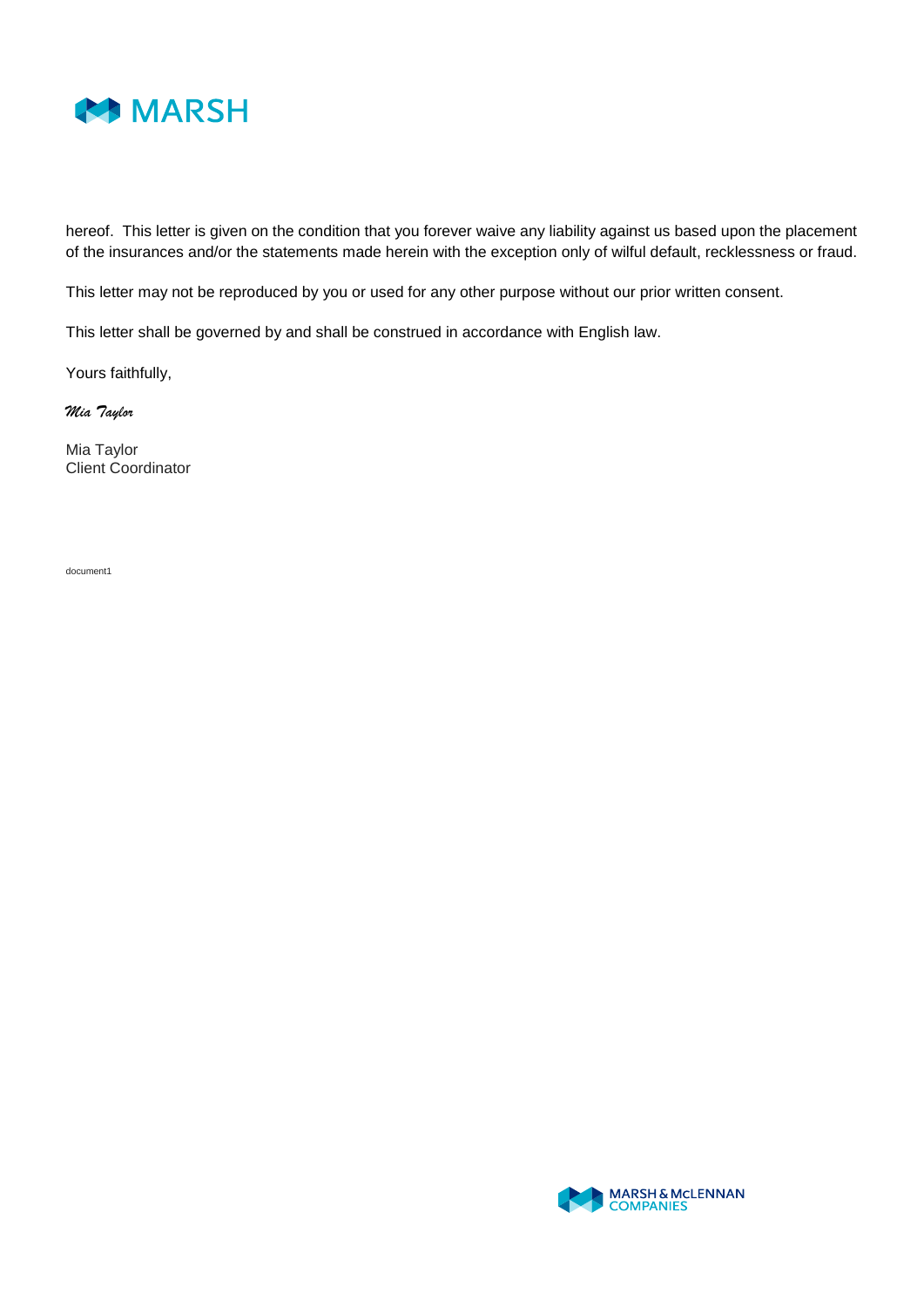hereof. This letter is given on the condition that you forever waive any liability against us based upon the placement of the insurances and/or the statements made herein with the exception only of wilful default, recklessness or fraud.

This letter may not be reproduced by you or used for any other purpose without our prior written consent.

This letter shall be governed by and shall be construed in accordance with English law.

Yours faithfully,

*Mia Taylor*

Mia Taylor
Client Coordinator

document1